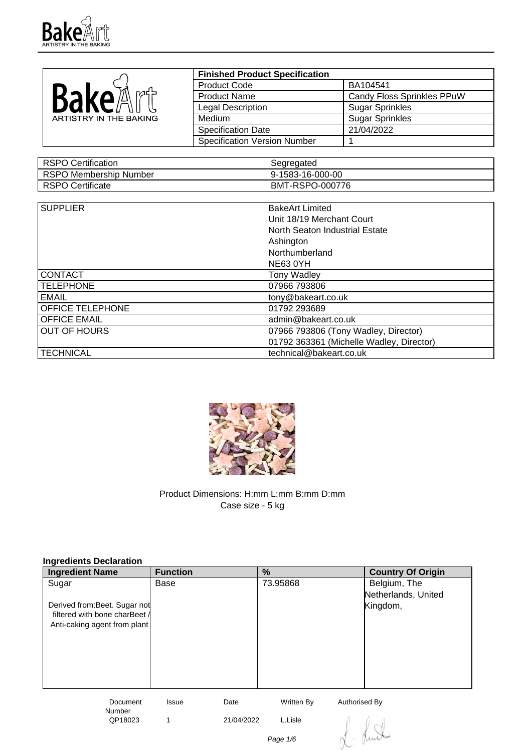| **Finished Product Specification** | |
|---|---|
| Product Code | BA104541 |
| Product Name | Candy Floss Sprinkles PPuW |
| Legal Description | Sugar Sprinkles |
| Medium | Sugar Sprinkles |
| Specification Date | 21/04/2022 |
| Specification Version Number | 1 |

| | |
|---|---|
| RSPO Certification | Segregated |
| RSPO Membership Number | 9-1583-16-000-00 |
| RSPO Certificate | BMT-RSPO-000776 |

| | |
|---|---|
| SUPPLIER | BakeArt Limited<br>Unit 18/19 Merchant Court<br>North Seaton Industrial Estate<br>Ashington<br>Northumberland<br>NE63 0YH |
| CONTACT | Tony Wadley |
| TELEPHONE | 07966 793806 |
| EMAIL | tony@bakeart.co.uk |
| OFFICE TELEPHONE | 01792 293689 |
| OFFICE EMAIL | admin@bakeart.co.uk |
| OUT OF HOURS | 07966 793806 (Tony Wadley, Director)<br>01792 363361 (Michelle Wadley, Director) |
| TECHNICAL | technical@bakeart.co.uk |

Product Dimensions: H:mm L:mm B:mm D:mm
Case size - 5 kg

**Ingredients Declaration**

| Ingredient Name | Function | % | Country Of Origin |
|---|---|---|---|
| Sugar<br><br>Derived from:Beet. Sugar not filtered with bone charBeet / Anti-caking agent from plant | Base | 73.95868 | Belgium, The Netherlands, United Kingdom, |

| Document Number | Issue | Date | Written By | Authorised By |
|---|---|---|---|---|
| QP18023 | 1 | 21/04/2022 | L.Lisle | |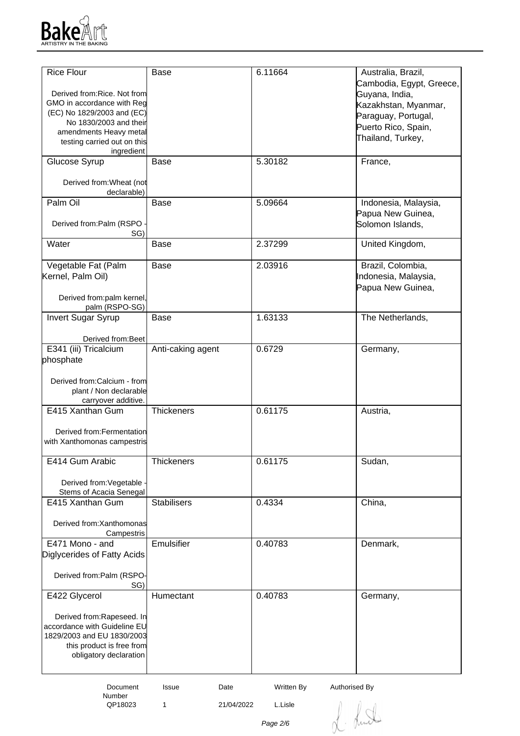| Rice Flour<br><br>Derived from:Rice. Not from GMO in accordance with Reg (EC) No 1829/2003 and (EC) No 1830/2003 and their amendments Heavy metal testing carried out on this ingredient | Base | 6.11664 | Australia, Brazil, Cambodia, Egypt, Greece, Guyana, India, Kazakhstan, Myanmar, Paraguay, Portugal, Puerto Rico, Spain, Thailand, Turkey, |
|---|---|---|---|
| Glucose Syrup<br><br>Derived from:Wheat (not declarable) | Base | 5.30182 | France, |
| Palm Oil<br><br>Derived from:Palm (RSPO - SG) | Base | 5.09664 | Indonesia, Malaysia, Papua New Guinea, Solomon Islands, |
| Water | Base | 2.37299 | United Kingdom, |
| Vegetable Fat (Palm Kernel, Palm Oil)<br><br>Derived from:palm kernel, palm (RSPO-SG) | Base | 2.03916 | Brazil, Colombia, Indonesia, Malaysia, Papua New Guinea, |
| Invert Sugar Syrup<br><br>Derived from:Beet | Base | 1.63133 | The Netherlands, |
| E341 (iii) Tricalcium phosphate<br><br>Derived from:Calcium - from plant / Non declarable carryover additive. | Anti-caking agent | 0.6729 | Germany, |
| E415 Xanthan Gum<br><br>Derived from:Fermentation with Xanthomonas campestris | Thickeners | 0.61175 | Austria, |
| E414 Gum Arabic<br><br>Derived from:Vegetable - Stems of Acacia Senegal | Thickeners | 0.61175 | Sudan, |
| E415 Xanthan Gum<br><br>Derived from:Xanthomonas Campestris | Stabilisers | 0.4334 | China, |
| E471 Mono - and Diglycerides of Fatty Acids<br><br>Derived from:Palm (RSPO-SG) | Emulsifier | 0.40783 | Denmark, |
| E422 Glycerol<br><br>Derived from:Rapeseed. In accordance with Guideline EU 1829/2003 and EU 1830/2003 this product is free from obligatory declaration | Humectant | 0.40783 | Germany, |

| Document Number | Issue | Date | Written By | Authorised By |
|---|---|---|---|---|
| QP18023 | 1 | 21/04/2022 | L.Lisle | |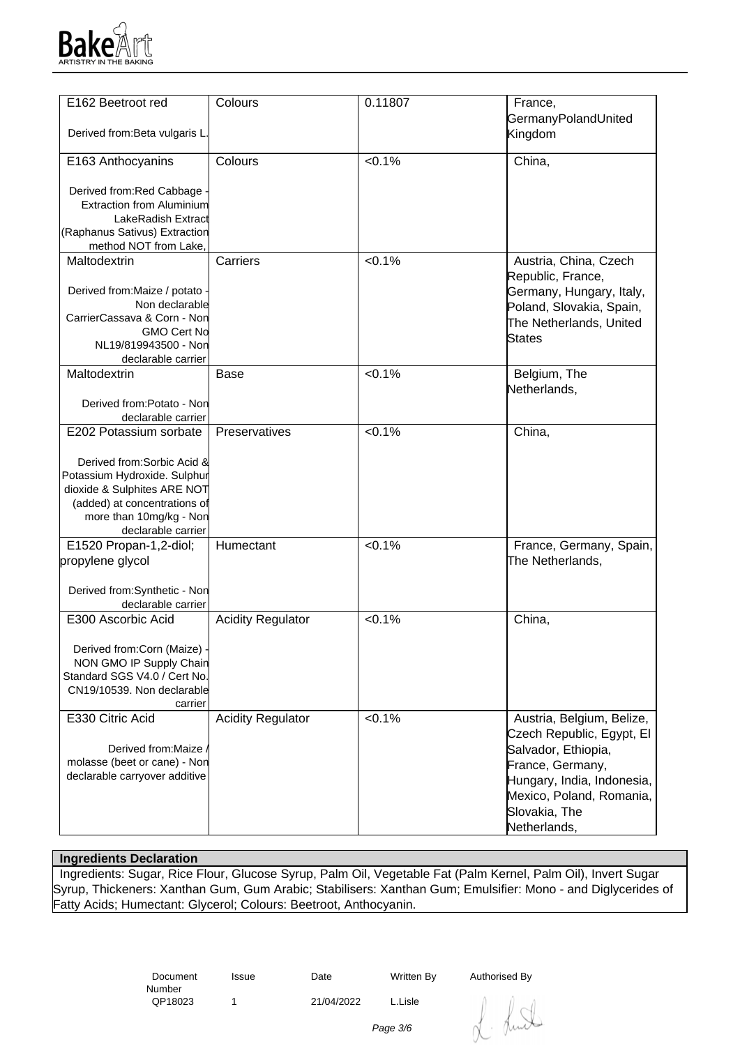| | | | |
|---|---|---|---|
| E162 Beetroot red<br><br>Derived from:Beta vulgaris L. | Colours | 0.11807 | France, GermanyPolandUnited Kingdom |
| E163 Anthocyanins<br><br>Derived from:Red Cabbage - Extraction from Aluminium LakeRadish Extract (Raphanus Sativus) Extraction method NOT from Lake, | Colours | <0.1% | China, |
| Maltodextrin<br><br>Derived from:Maize / potato - Non declarable CarrierCassava & Corn - Non GMO Cert No NL19/819943500 - Non declarable carrier | Carriers | <0.1% | Austria, China, Czech Republic, France, Germany, Hungary, Italy, Poland, Slovakia, Spain, The Netherlands, United States |
| Maltodextrin<br><br>Derived from:Potato - Non declarable carrier | Base | <0.1% | Belgium, The Netherlands, |
| E202 Potassium sorbate<br><br>Derived from:Sorbic Acid & Potassium Hydroxide. Sulphur dioxide & Sulphites ARE NOT (added) at concentrations of more than 10mg/kg - Non declarable carrier | Preservatives | <0.1% | China, |
| E1520 Propan-1,2-diol; propylene glycol<br><br>Derived from:Synthetic - Non declarable carrier | Humectant | <0.1% | France, Germany, Spain, The Netherlands, |
| E300 Ascorbic Acid<br><br>Derived from:Corn (Maize) - NON GMO IP Supply Chain Standard SGS V4.0 / Cert No. CN19/10539. Non declarable carrier | Acidity Regulator | <0.1% | China, |
| E330 Citric Acid<br><br>Derived from:Maize / molasse (beet or cane) - Non declarable carryover additive | Acidity Regulator | <0.1% | Austria, Belgium, Belize, Czech Republic, Egypt, El Salvador, Ethiopia, France, Germany, Hungary, India, Indonesia, Mexico, Poland, Romania, Slovakia, The Netherlands, |

**Ingredients Declaration**

Ingredients: Sugar, Rice Flour, Glucose Syrup, Palm Oil, Vegetable Fat (Palm Kernel, Palm Oil), Invert Sugar Syrup, Thickeners: Xanthan Gum, Gum Arabic; Stabilisers: Xanthan Gum; Emulsifier: Mono - and Diglycerides of Fatty Acids; Humectant: Glycerol; Colours: Beetroot, Anthocyanin.

| Document Number | Issue | Date | Written By | Authorised By |
|---|---|---|---|---|
| QP18023 | 1 | 21/04/2022 | L.Lisle | |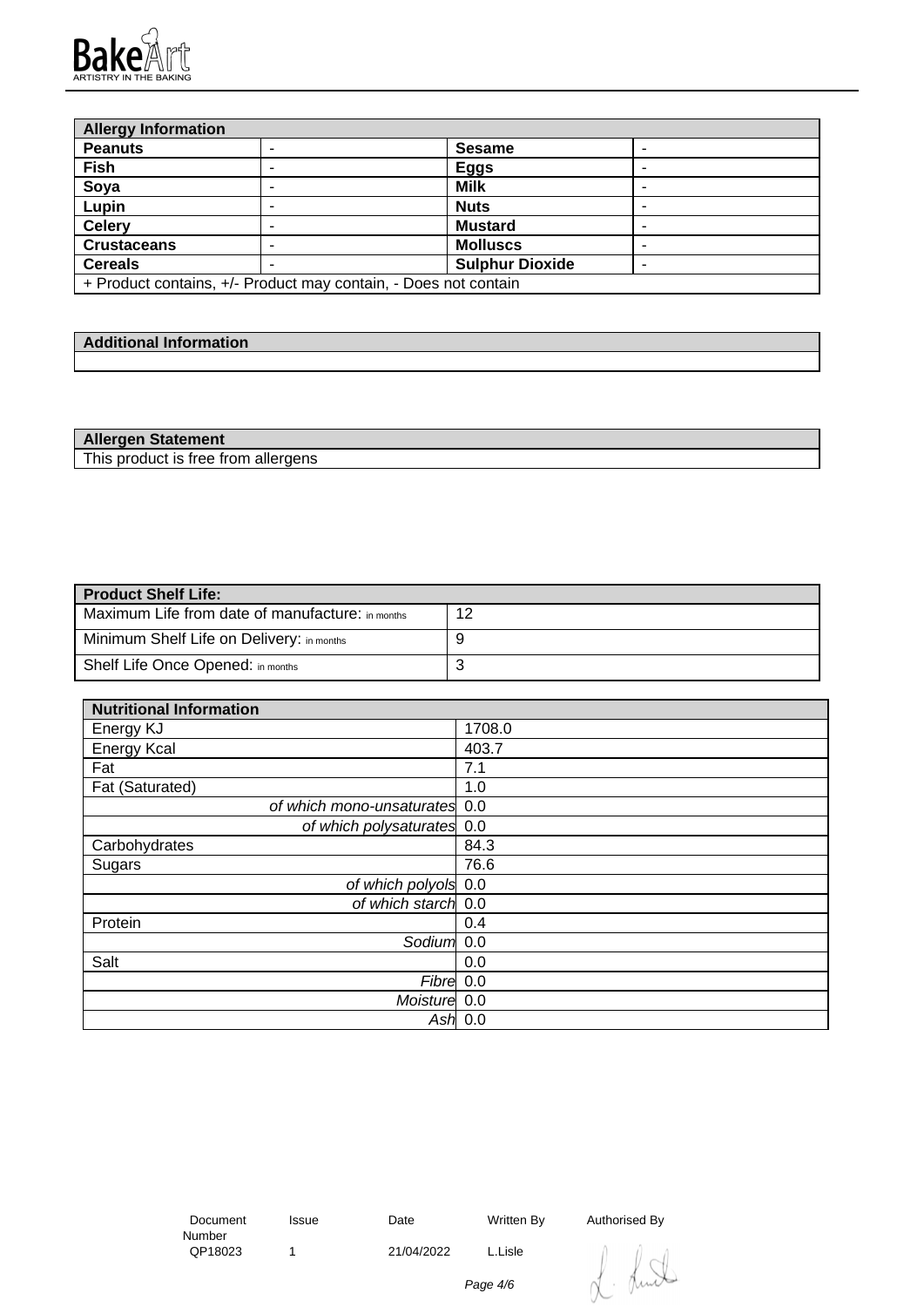| Allergy Information | | | |
|---|---|---|---|
| **Peanuts** | - | **Sesame** | - |
| **Fish** | - | **Eggs** | - |
| **Soya** | - | **Milk** | - |
| **Lupin** | - | **Nuts** | - |
| **Celery** | - | **Mustard** | - |
| **Crustaceans** | - | **Molluscs** | - |
| **Cereals** | - | **Sulphur Dioxide** | - |
| + Product contains, +/- Product may contain, - Does not contain | | | |

| Additional Information |
|---|
| |

| Allergen Statement |
|---|
| This product is free from allergens |

| Product Shelf Life: | |
|---|---|
| Maximum Life from date of manufacture: in months | 12 |
| Minimum Shelf Life on Delivery: in months | 9 |
| Shelf Life Once Opened: in months | 3 |

| Nutritional Information | |
|---|---|
| Energy KJ | 1708.0 |
| Energy Kcal | 403.7 |
| Fat | 7.1 |
| Fat (Saturated) | 1.0 |
| *of which mono-unsaturates* | 0.0 |
| *of which polysaturates* | 0.0 |
| Carbohydrates | 84.3 |
| Sugars | 76.6 |
| *of which polyols* | 0.0 |
| *of which starch* | 0.0 |
| Protein | 0.4 |
| *Sodium* | 0.0 |
| Salt | 0.0 |
| *Fibre* | 0.0 |
| *Moisture* | 0.0 |
| *Ash* | 0.0 |

| Document Number | Issue | Date | Written By | Authorised By |
|---|---|---|---|---|
| QP18023 | 1 | 21/04/2022 | L.Lisle | |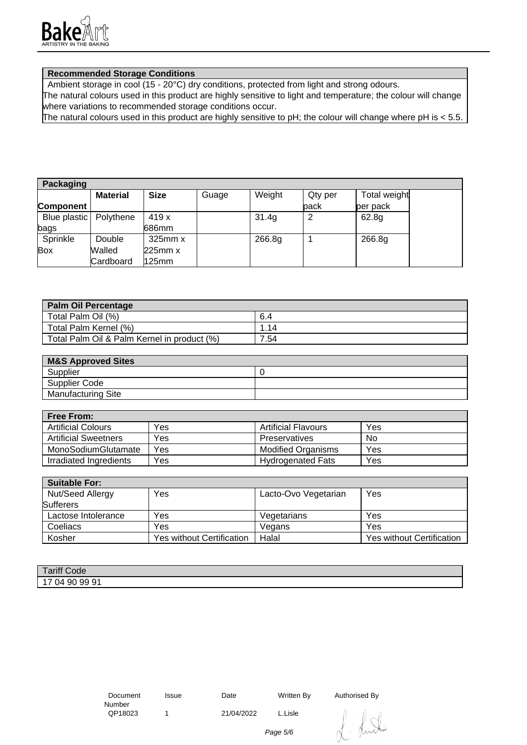## Recommended Storage Conditions

Ambient storage in cool (15 - 20°C) dry conditions, protected from light and strong odours.
The natural colours used in this product are highly sensitive to light and temperature; the colour will change where variations to recommended storage conditions occur.
The natural colours used in this product are highly sensitive to pH; the colour will change where pH is < 5.5.

## Packaging

| Component | Material | Size | Guage | Weight | Qty per pack | Total weight per pack | |
|---|---|---|---|---|---|---|---|
| Blue plastic bags | Polythene | 419 x 686mm | | 31.4g | 2 | 62.8g | |
| Sprinkle Box | Double Walled Cardboard | 325mm x 225mm x 125mm | | 266.8g | 1 | 266.8g | |

## Palm Oil Percentage

| Palm Oil Percentage | |
|---|---|
| Total Palm Oil (%) | 6.4 |
| Total Palm Kernel (%) | 1.14 |
| Total Palm Oil & Palm Kernel in product (%) | 7.54 |

## M&S Approved Sites

| M&S Approved Sites | |
|---|---|
| Supplier | 0 |
| Supplier Code | |
| Manufacturing Site | |

## Free From:

| Free From: | | | |
|---|---|---|---|
| Artificial Colours | Yes | Artificial Flavours | Yes |
| Artificial Sweetners | Yes | Preservatives | No |
| MonoSodiumGlutamate | Yes | Modified Organisms | Yes |
| Irradiated Ingredients | Yes | Hydrogenated Fats | Yes |

## Suitable For:

| Suitable For: | | | |
|---|---|---|---|
| Nut/Seed Allergy Sufferers | Yes | Lacto-Ovo Vegetarian | Yes |
| Lactose Intolerance | Yes | Vegetarians | Yes |
| Coeliacs | Yes | Vegans | Yes |
| Kosher | Yes without Certification | Halal | Yes without Certification |

| Tariff Code |
|---|
| 17 04 90 99 91 |

| Document Number | Issue | Date | Written By | Authorised By |
|---|---|---|---|---|
| QP18023 | 1 | 21/04/2022 | L.Lisle | |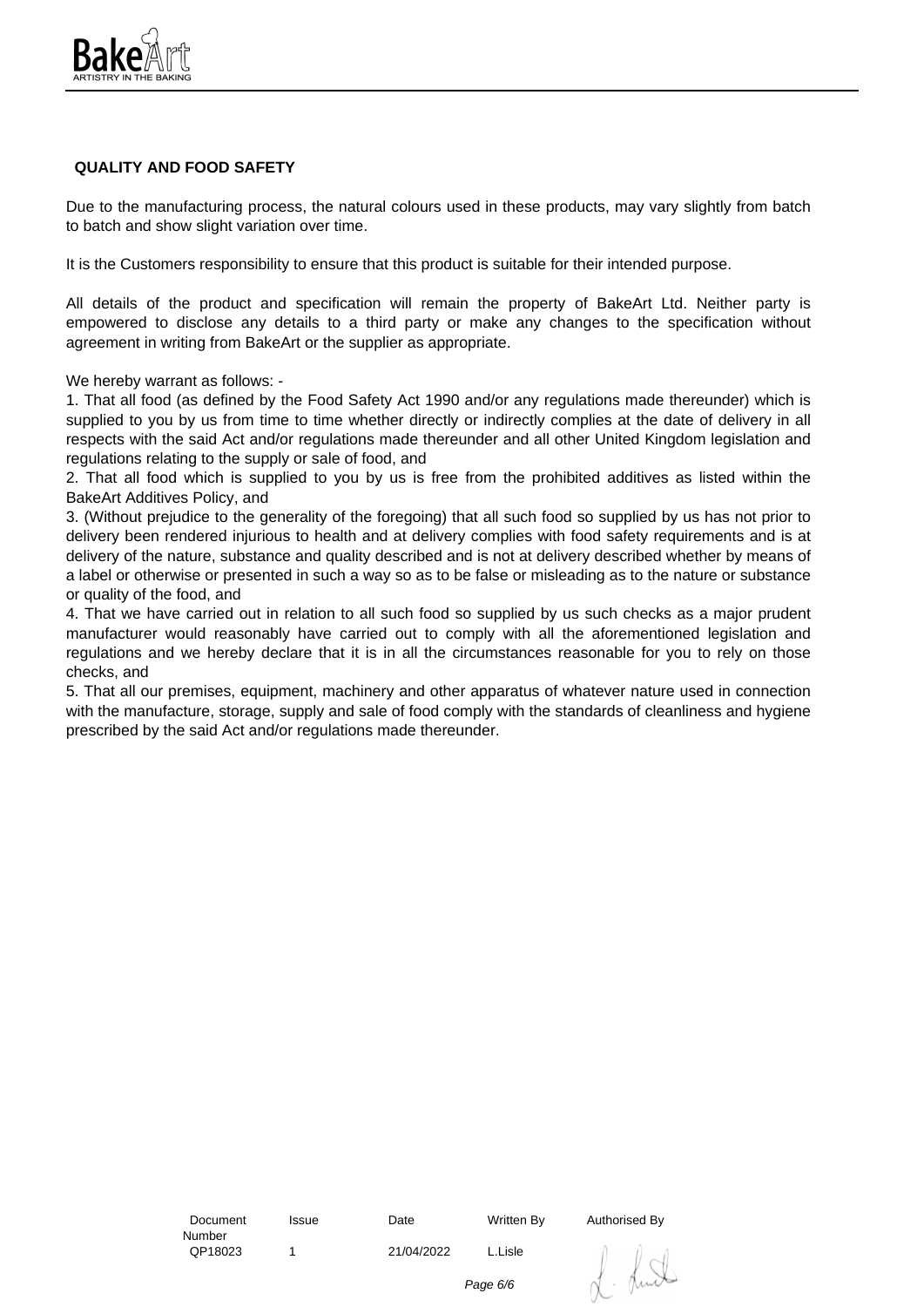## QUALITY AND FOOD SAFETY

Due to the manufacturing process, the natural colours used in these products, may vary slightly from batch to batch and show slight variation over time.

It is the Customers responsibility to ensure that this product is suitable for their intended purpose.

All details of the product and specification will remain the property of BakeArt Ltd. Neither party is empowered to disclose any details to a third party or make any changes to the specification without agreement in writing from BakeArt or the supplier as appropriate.

We hereby warrant as follows: -

1. That all food (as defined by the Food Safety Act 1990 and/or any regulations made thereunder) which is supplied to you by us from time to time whether directly or indirectly complies at the date of delivery in all respects with the said Act and/or regulations made thereunder and all other United Kingdom legislation and regulations relating to the supply or sale of food, and
2. That all food which is supplied to you by us is free from the prohibited additives as listed within the BakeArt Additives Policy, and
3. (Without prejudice to the generality of the foregoing) that all such food so supplied by us has not prior to delivery been rendered injurious to health and at delivery complies with food safety requirements and is at delivery of the nature, substance and quality described and is not at delivery described whether by means of a label or otherwise or presented in such a way so as to be false or misleading as to the nature or substance or quality of the food, and
4. That we have carried out in relation to all such food so supplied by us such checks as a major prudent manufacturer would reasonably have carried out to comply with all the aforementioned legislation and regulations and we hereby declare that it is in all the circumstances reasonable for you to rely on those checks, and
5. That all our premises, equipment, machinery and other apparatus of whatever nature used in connection with the manufacture, storage, supply and sale of food comply with the standards of cleanliness and hygiene prescribed by the said Act and/or regulations made thereunder.

| Document Number | Issue | Date | Written By | Authorised By |
|---|---|---|---|---|
| QP18023 | 1 | 21/04/2022 | L.Lisle | |